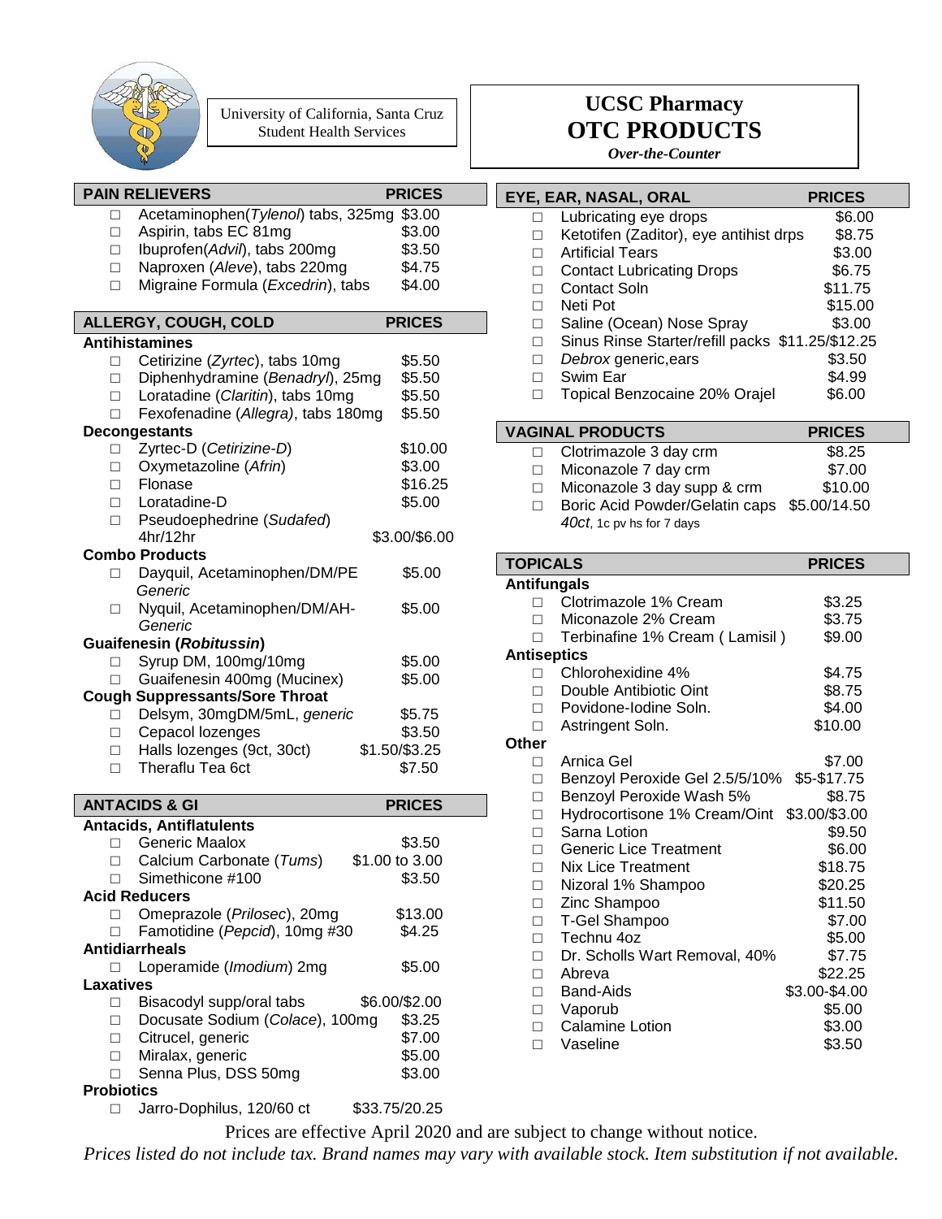University of California, Santa Cruz
Student Health Services

# UCSC Pharmacy
# OTC PRODUCTS
*Over-the-Counter*

## PAIN RELIEVERS

| Item | Prices |
| --- | --- |
| ☐ Acetaminophen(*Tylenol*) tabs, 325mg | $3.00 |
| ☐ Aspirin, tabs EC 81mg | $3.00 |
| ☐ Ibuprofen(*Advil*), tabs 200mg | $3.50 |
| ☐ Naproxen (*Aleve*), tabs 220mg | $4.75 |
| ☐ Migraine Formula (*Excedrin*), tabs | $4.00 |

## ALLERGY, COUGH, COLD

| Item | Prices |
| --- | --- |
| **Antihistamines** | |
| ☐ Cetirizine (*Zyrtec*), tabs 10mg | $5.50 |
| ☐ Diphenhydramine (*Benadryl*), 25mg | $5.50 |
| ☐ Loratadine (*Claritin*), tabs 10mg | $5.50 |
| ☐ Fexofenadine (*Allegra)*, tabs 180mg | $5.50 |
| **Decongestants** | |
| ☐ Zyrtec-D (*Cetirizine-D*) | $10.00 |
| ☐ Oxymetazoline (*Afrin*) | $3.00 |
| ☐ Flonase | $16.25 |
| ☐ Loratadine-D | $5.00 |
| ☐ Pseudoephedrine (*Sudafed*) 4hr/12hr | $3.00/$6.00 |
| **Combo Products** | |
| ☐ Dayquil, Acetaminophen/DM/PE *Generic* | $5.00 |
| ☐ Nyquil, Acetaminophen/DM/AH- *Generic* | $5.00 |
| **Guaifenesin (*Robitussin*)** | |
| ☐ Syrup DM, 100mg/10mg | $5.00 |
| ☐ Guaifenesin 400mg (Mucinex) | $5.00 |
| **Cough Suppressants/Sore Throat** | |
| ☐ Delsym, 30mgDM/5mL, *generic* | $5.75 |
| ☐ Cepacol lozenges | $3.50 |
| ☐ Halls lozenges (9ct, 30ct) | $1.50/$3.25 |
| ☐ Theraflu Tea 6ct | $7.50 |

## ANTACIDS & GI

| Item | Prices |
| --- | --- |
| **Antacids, Antiflatulents** | |
| ☐ Generic Maalox | $3.50 |
| ☐ Calcium Carbonate (*Tums*) | $1.00 to 3.00 |
| ☐ Simethicone #100 | $3.50 |
| **Acid Reducers** | |
| ☐ Omeprazole (*Prilosec*), 20mg | $13.00 |
| ☐ Famotidine (*Pepcid*), 10mg #30 | $4.25 |
| **Antidiarrheals** | |
| ☐ Loperamide (*Imodium*) 2mg | $5.00 |
| **Laxatives** | |
| ☐ Bisacodyl supp/oral tabs | $6.00/$2.00 |
| ☐ Docusate Sodium (*Colace*), 100mg | $3.25 |
| ☐ Citrucel, generic | $7.00 |
| ☐ Miralax, generic | $5.00 |
| ☐ Senna Plus, DSS 50mg | $3.00 |
| **Probiotics** | |
| ☐ Jarro-Dophilus, 120/60 ct | $33.75/20.25 |

## EYE, EAR, NASAL, ORAL

| Item | Prices |
| --- | --- |
| ☐ Lubricating eye drops | $6.00 |
| ☐ Ketotifen (Zaditor), eye antihist drps | $8.75 |
| ☐ Artificial Tears | $3.00 |
| ☐ Contact Lubricating Drops | $6.75 |
| ☐ Contact Soln | $11.75 |
| ☐ Neti Pot | $15.00 |
| ☐ Saline (Ocean) Nose Spray | $3.00 |
| ☐ Sinus Rinse Starter/refill packs | $11.25/$12.25 |
| ☐ *Debrox* generic,ears | $3.50 |
| ☐ Swim Ear | $4.99 |
| ☐ Topical Benzocaine 20% Orajel | $6.00 |

## VAGINAL PRODUCTS

| Item | Prices |
| --- | --- |
| ☐ Clotrimazole 3 day crm | $8.25 |
| ☐ Miconazole 7 day crm | $7.00 |
| ☐ Miconazole 3 day supp & crm | $10.00 |
| ☐ Boric Acid Powder/Gelatin caps *40ct*, 1c pv hs for 7 days | $5.00/14.50 |

## TOPICALS

| Item | Prices |
| --- | --- |
| **Antifungals** | |
| ☐ Clotrimazole 1% Cream | $3.25 |
| ☐ Miconazole 2% Cream | $3.75 |
| ☐ Terbinafine 1% Cream ( Lamisil ) | $9.00 |
| **Antiseptics** | |
| ☐ Chlorohexidine 4% | $4.75 |
| ☐ Double Antibiotic Oint | $8.75 |
| ☐ Povidone-Iodine Soln. | $4.00 |
| ☐ Astringent Soln. | $10.00 |
| **Other** | |
| ☐ Arnica Gel | $7.00 |
| ☐ Benzoyl Peroxide Gel 2.5/5/10% | $5-$17.75 |
| ☐ Benzoyl Peroxide Wash 5% | $8.75 |
| ☐ Hydrocortisone 1% Cream/Oint | $3.00/$3.00 |
| ☐ Sarna Lotion | $9.50 |
| ☐ Generic Lice Treatment | $6.00 |
| ☐ Nix Lice Treatment | $18.75 |
| ☐ Nizoral 1% Shampoo | $20.25 |
| ☐ Zinc Shampoo | $11.50 |
| ☐ T-Gel Shampoo | $7.00 |
| ☐ Technu 4oz | $5.00 |
| ☐ Dr. Scholls Wart Removal, 40% | $7.75 |
| ☐ Abreva | $22.25 |
| ☐ Band-Aids | $3.00-$4.00 |
| ☐ Vaporub | $5.00 |
| ☐ Calamine Lotion | $3.00 |
| ☐ Vaseline | $3.50 |

Prices are effective April 2020 and are subject to change without notice.

*Prices listed do not include tax. Brand names may vary with available stock. Item substitution if not available.*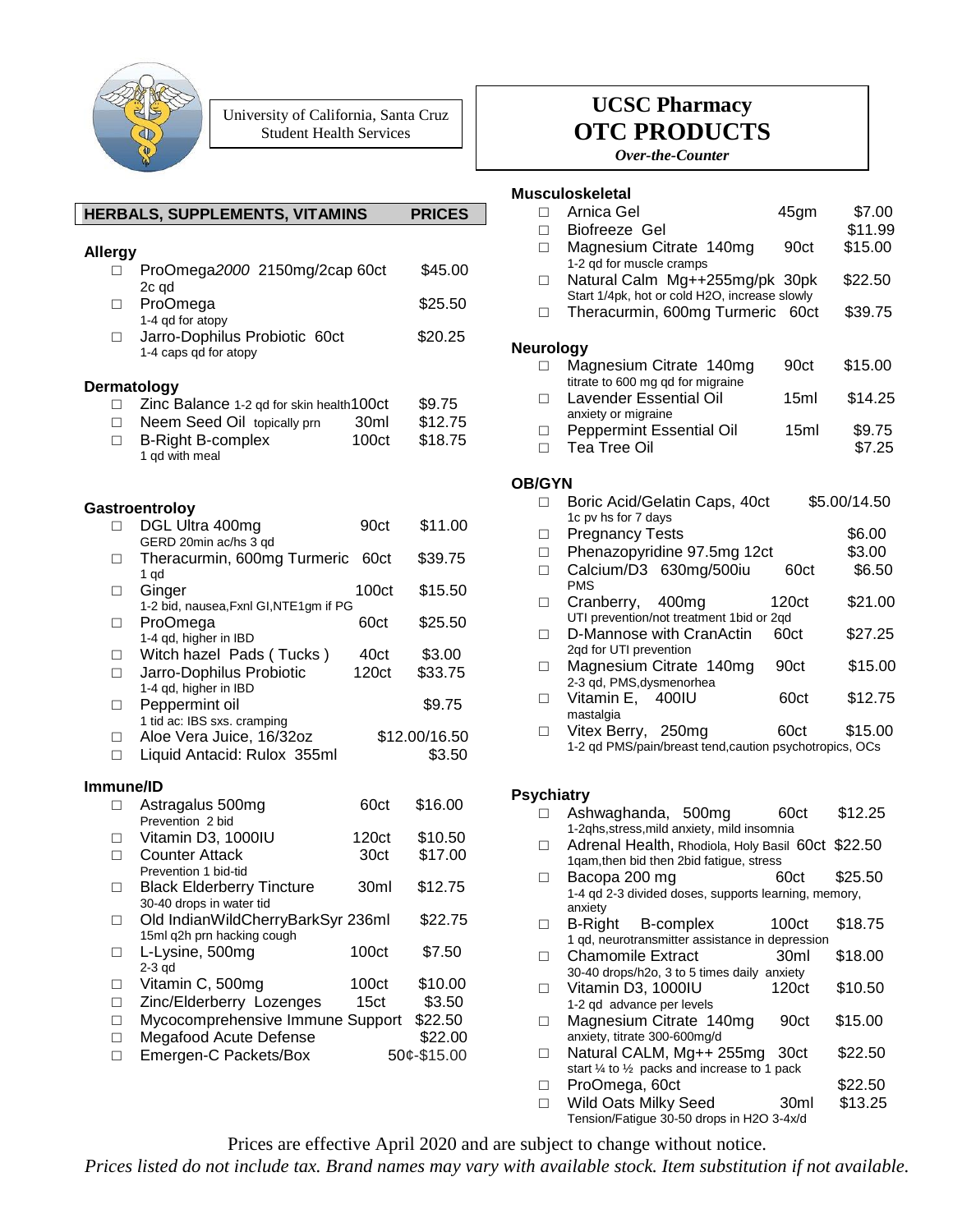University of California, Santa Cruz
Student Health Services

# UCSC Pharmacy
# OTC PRODUCTS
*Over-the-Counter*

## HERBALS, SUPPLEMENTS, VITAMINS — PRICES

### Allergy

- ☐ ProOmega*2000* 2150mg/2cap 60ct — $45.00
  2c qd
- ☐ ProOmega — $25.50
  1-4 qd for atopy
- ☐ Jarro-Dophilus Probiotic 60ct — $20.25
  1-4 caps qd for atopy

### Dermatology

- ☐ Zinc Balance 1-2 qd for skin health 100ct — $9.75
- ☐ Neem Seed Oil topically prn 30ml — $12.75
- ☐ B-Right B-complex 100ct — $18.75
  1 qd with meal

### Gastroentroloy

- ☐ DGL Ultra 400mg 90ct — $11.00
  GERD 20min ac/hs 3 qd
- ☐ Theracurmin, 600mg Turmeric 60ct — $39.75
  1 qd
- ☐ Ginger 100ct — $15.50
  1-2 bid, nausea,Fxnl GI,NTE1gm if PG
- ☐ ProOmega 60ct — $25.50
  1-4 qd, higher in IBD
- ☐ Witch hazel Pads ( Tucks ) 40ct — $3.00
- ☐ Jarro-Dophilus Probiotic 120ct — $33.75
  1-4 qd, higher in IBD
- ☐ Peppermint oil — $9.75
  1 tid ac: IBS sxs. cramping
- ☐ Aloe Vera Juice, 16/32oz — $12.00/16.50
- ☐ Liquid Antacid: Rulox 355ml — $3.50

### Immune/ID

- ☐ Astragalus 500mg 60ct — $16.00
  Prevention 2 bid
- ☐ Vitamin D3, 1000IU 120ct — $10.50
- ☐ Counter Attack 30ct — $17.00
  Prevention 1 bid-tid
- ☐ Black Elderberry Tincture 30ml — $12.75
  30-40 drops in water tid
- ☐ Old IndianWildCherryBarkSyr 236ml — $22.75
  15ml q2h prn hacking cough
- ☐ L-Lysine, 500mg 100ct — $7.50
  2-3 qd
- ☐ Vitamin C, 500mg 100ct — $10.00
- ☐ Zinc/Elderberry Lozenges 15ct — $3.50
- ☐ Mycocomprehensive Immune Support — $22.50
- ☐ Megafood Acute Defense — $22.00
- ☐ Emergen-C Packets/Box — 50¢-$15.00

### Musculoskeletal

- ☐ Arnica Gel 45gm — $7.00
- ☐ Biofreeze Gel — $11.99
- ☐ Magnesium Citrate 140mg 90ct — $15.00
  1-2 qd for muscle cramps
- ☐ Natural Calm Mg++255mg/pk 30pk — $22.50
  Start 1/4pk, hot or cold H2O, increase slowly
- ☐ Theracurmin, 600mg Turmeric 60ct — $39.75

### Neurology

- ☐ Magnesium Citrate 140mg 90ct — $15.00
  titrate to 600 mg qd for migraine
- ☐ Lavender Essential Oil 15ml — $14.25
  anxiety or migraine
- ☐ Peppermint Essential Oil 15ml — $9.75
- ☐ Tea Tree Oil — $7.25

### OB/GYN

- ☐ Boric Acid/Gelatin Caps, 40ct — $5.00/14.50
  1c pv hs for 7 days
- ☐ Pregnancy Tests — $6.00
- ☐ Phenazopyridine 97.5mg 12ct — $3.00
- ☐ Calcium/D3 630mg/500iu 60ct — $6.50
  PMS
- ☐ Cranberry, 400mg 120ct — $21.00
  UTI prevention/not treatment 1bid or 2qd
- ☐ D-Mannose with CranActin 60ct — $27.25
  2qd for UTI prevention
- ☐ Magnesium Citrate 140mg 90ct — $15.00
  2-3 qd, PMS,dysmenorhea
- ☐ Vitamin E, 400IU 60ct — $12.75
  mastalgia
- ☐ Vitex Berry, 250mg 60ct — $15.00
  1-2 qd PMS/pain/breast tend,caution psychotropics, OCs

### Psychiatry

- ☐ Ashwaghanda, 500mg 60ct — $12.25
  1-2qhs,stress,mild anxiety, mild insomnia
- ☐ Adrenal Health, Rhodiola, Holy Basil 60ct — $22.50
  1qam,then bid then 2bid fatigue, stress
- ☐ Bacopa 200 mg 60ct — $25.50
  1-4 qd 2-3 divided doses, supports learning, memory, anxiety
- ☐ B-Right B-complex 100ct — $18.75
  1 qd, neurotransmitter assistance in depression
- ☐ Chamomile Extract 30ml — $18.00
  30-40 drops/h2o, 3 to 5 times daily anxiety
- ☐ Vitamin D3, 1000IU 120ct — $10.50
  1-2 qd advance per levels
- ☐ Magnesium Citrate 140mg 90ct — $15.00
  anxiety, titrate 300-600mg/d
- ☐ Natural CALM, Mg++ 255mg 30ct — $22.50
  start ¼ to ½ packs and increase to 1 pack
- ☐ ProOmega, 60ct — $22.50
- ☐ Wild Oats Milky Seed 30ml — $13.25
  Tension/Fatigue 30-50 drops in H2O 3-4x/d

Prices are effective April 2020 and are subject to change without notice.

*Prices listed do not include tax. Brand names may vary with available stock. Item substitution if not available.*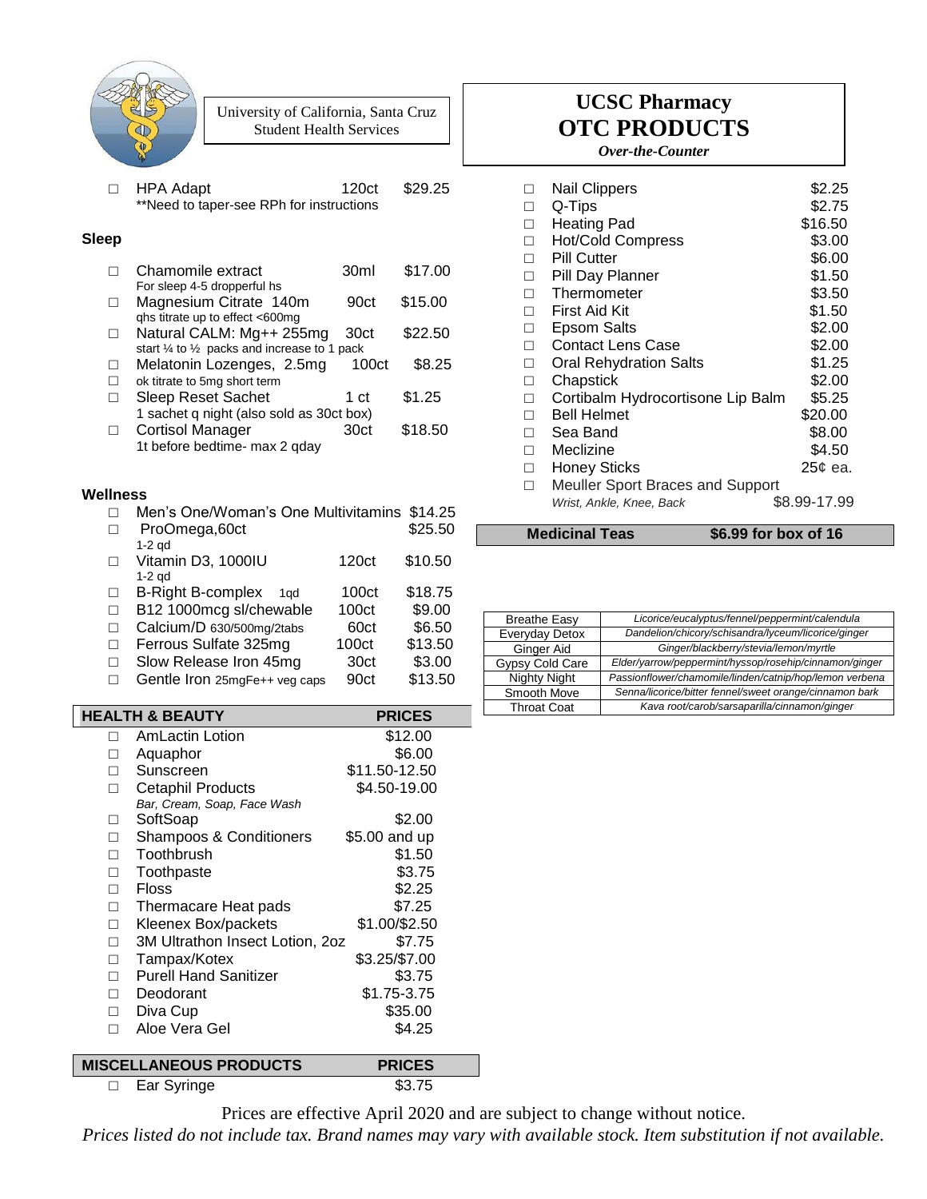University of California, Santa Cruz
Student Health Services

# UCSC Pharmacy
# OTC PRODUCTS
***Over-the-Counter***

| | | | |
|---|---|---|---|
| ☐ | HPA Adapt<br>**Need to taper-see RPh for instructions | 120ct | $29.25 |

### Sleep

| | | | |
|---|---|---|---|
| ☐ | Chamomile extract<br>For sleep 4-5 dropperful hs | 30ml | $17.00 |
| ☐ | Magnesium Citrate 140m<br>qhs titrate up to effect <600mg | 90ct | $15.00 |
| ☐ | Natural CALM: Mg++ 255mg<br>start ¼ to ½ packs and increase to 1 pack | 30ct | $22.50 |
| ☐ | Melatonin Lozenges, 2.5mg | 100ct | $8.25 |
| ☐ | ok titrate to 5mg short term | | |
| ☐ | Sleep Reset Sachet<br>1 sachet q night (also sold as 30ct box) | 1 ct | $1.25 |
| ☐ | Cortisol Manager<br>1t before bedtime- max 2 qday | 30ct | $18.50 |

### Wellness

| | | | |
|---|---|---|---|
| ☐ | Men's One/Woman's One Multivitamins | | $14.25 |
| ☐ | ProOmega,60ct<br>1-2 qd | | $25.50 |
| ☐ | Vitamin D3, 1000IU<br>1-2 qd | 120ct | $10.50 |
| ☐ | B-Right B-complex 1qd | 100ct | $18.75 |
| ☐ | B12 1000mcg sl/chewable | 100ct | $9.00 |
| ☐ | Calcium/D 630/500mg/2tabs | 60ct | $6.50 |
| ☐ | Ferrous Sulfate 325mg | 100ct | $13.50 |
| ☐ | Slow Release Iron 45mg | 30ct | $3.00 |
| ☐ | Gentle Iron 25mgFe++ veg caps | 90ct | $13.50 |

| | HEALTH & BEAUTY | PRICES |
|---|---|---|
| ☐ | AmLactin Lotion | $12.00 |
| ☐ | Aquaphor | $6.00 |
| ☐ | Sunscreen | $11.50-12.50 |
| ☐ | Cetaphil Products<br>*Bar, Cream, Soap, Face Wash* | $4.50-19.00 |
| ☐ | SoftSoap | $2.00 |
| ☐ | Shampoos & Conditioners | $5.00 and up |
| ☐ | Toothbrush | $1.50 |
| ☐ | Toothpaste | $3.75 |
| ☐ | Floss | $2.25 |
| ☐ | Thermacare Heat pads | $7.25 |
| ☐ | Kleenex Box/packets | $1.00/$2.50 |
| ☐ | 3M Ultrathon Insect Lotion, 2oz | $7.75 |
| ☐ | Tampax/Kotex | $3.25/$7.00 |
| ☐ | Purell Hand Sanitizer | $3.75 |
| ☐ | Deodorant | $1.75-3.75 |
| ☐ | Diva Cup | $35.00 |
| ☐ | Aloe Vera Gel | $4.25 |

| | MISCELLANEOUS PRODUCTS | PRICES |
|---|---|---|
| ☐ | Ear Syringe | $3.75 |

| | | |
|---|---|---|
| ☐ | Nail Clippers | $2.25 |
| ☐ | Q-Tips | $2.75 |
| ☐ | Heating Pad | $16.50 |
| ☐ | Hot/Cold Compress | $3.00 |
| ☐ | Pill Cutter | $6.00 |
| ☐ | Pill Day Planner | $1.50 |
| ☐ | Thermometer | $3.50 |
| ☐ | First Aid Kit | $1.50 |
| ☐ | Epsom Salts | $2.00 |
| ☐ | Contact Lens Case | $2.00 |
| ☐ | Oral Rehydration Salts | $1.25 |
| ☐ | Chapstick | $2.00 |
| ☐ | Cortibalm Hydrocortisone Lip Balm | $5.25 |
| ☐ | Bell Helmet | $20.00 |
| ☐ | Sea Band | $8.00 |
| ☐ | Meclizine | $4.50 |
| ☐ | Honey Sticks | 25¢ ea. |
| ☐ | Meuller Sport Braces and Support<br>*Wrist, Ankle, Knee, Back* | $8.99-17.99 |

| Medicinal Teas | $6.99 for box of 16 |
|---|---|
| Breathe Easy | *Licorice/eucalyptus/fennel/peppermint/calendula* |
| Everyday Detox | *Dandelion/chicory/schisandra/lyceum/licorice/ginger* |
| Ginger Aid | *Ginger/blackberry/stevia/lemon/myrtle* |
| Gypsy Cold Care | *Elder/yarrow/peppermint/hyssop/rosehip/cinnamon/ginger* |
| Nighty Night | *Passionflower/chamomile/linden/catnip/hop/lemon verbena* |
| Smooth Move | *Senna/licorice/bitter fennel/sweet orange/cinnamon bark* |
| Throat Coat | *Kava root/carob/sarsaparilla/cinnamon/ginger* |

Prices are effective April 2020 and are subject to change without notice.

*Prices listed do not include tax. Brand names may vary with available stock. Item substitution if not available.*